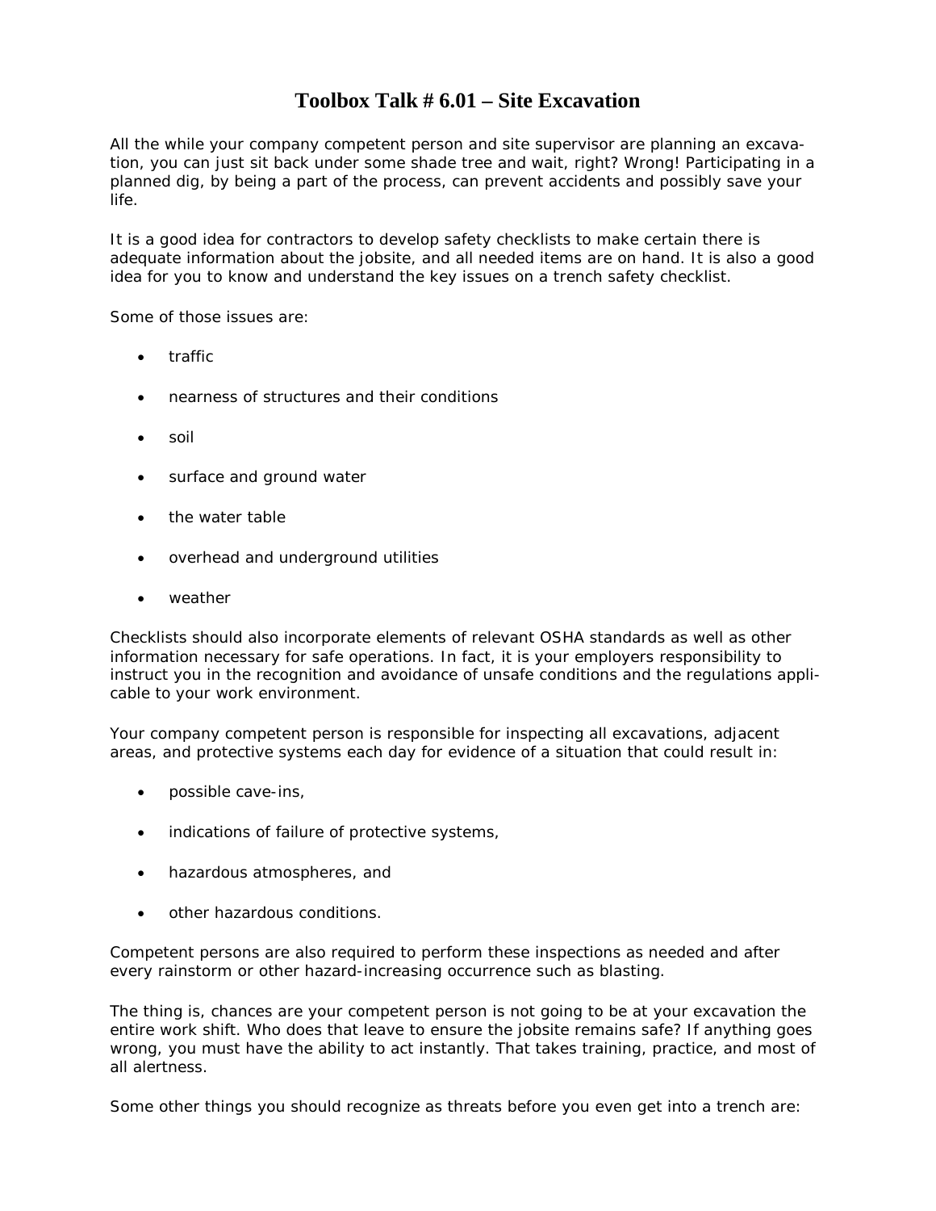# Toolbox Talk # 6.01 – Site Excavation

All the while your company competent person and site supervisor are planning an excavation, you can just sit back under some shade tree and wait, right? Wrong! Participating in a planned dig, by being a part of the process, can prevent accidents and possibly save your life.

It is a good idea for contractors to develop safety checklists to make certain there is adequate information about the jobsite, and all needed items are on hand. It is also a good idea for you to know and understand the key issues on a trench safety checklist.

Some of those issues are:

- traffic
- nearness of structures and their conditions
- soil
- surface and ground water
- the water table
- overhead and underground utilities
- weather

Checklists should also incorporate elements of relevant OSHA standards as well as other information necessary for safe operations. In fact, it is your employers responsibility to instruct you in the recognition and avoidance of unsafe conditions and the regulations applicable to your work environment.

Your company competent person is responsible for inspecting all excavations, adjacent areas, and protective systems each day for evidence of a situation that could result in:

- possible cave-ins,
- indications of failure of protective systems,
- hazardous atmospheres, and
- other hazardous conditions.

Competent persons are also required to perform these inspections as needed and after every rainstorm or other hazard-increasing occurrence such as blasting.

The thing is, chances are your competent person is not going to be at your excavation the entire work shift. Who does that leave to ensure the jobsite remains safe? If anything goes wrong, you must have the ability to act instantly. That takes training, practice, and most of all alertness.

Some other things you should recognize as threats before you even get into a trench are: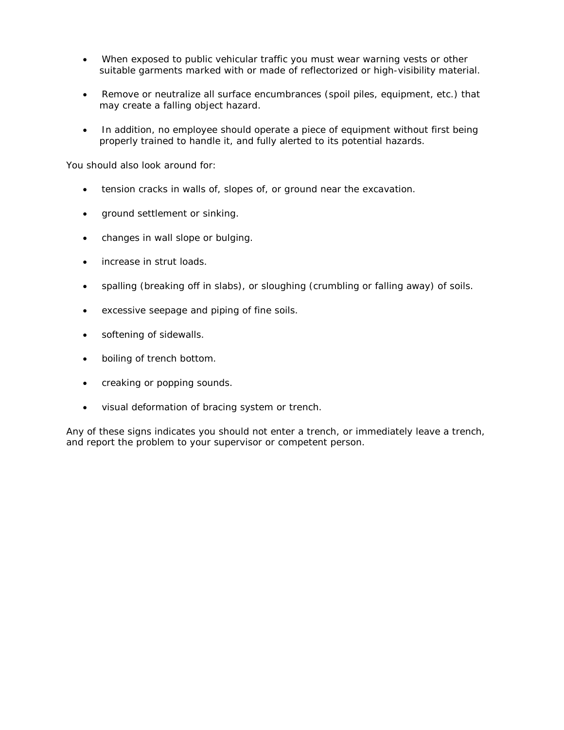- When exposed to public vehicular traffic you must wear warning vests or other suitable garments marked with or made of reflectorized or high-visibility material.

- Remove or neutralize all surface encumbrances (spoil piles, equipment, etc.) that may create a falling object hazard.

- In addition, no employee should operate a piece of equipment without first being properly trained to handle it, and fully alerted to its potential hazards.

You should also look around for:

- tension cracks in walls of, slopes of, or ground near the excavation.

- ground settlement or sinking.

- changes in wall slope or bulging.

- increase in strut loads.

- spalling (breaking off in slabs), or sloughing (crumbling or falling away) of soils.

- excessive seepage and piping of fine soils.

- softening of sidewalls.

- boiling of trench bottom.

- creaking or popping sounds.

- visual deformation of bracing system or trench.

Any of these signs indicates you should not enter a trench, or immediately leave a trench, and report the problem to your supervisor or competent person.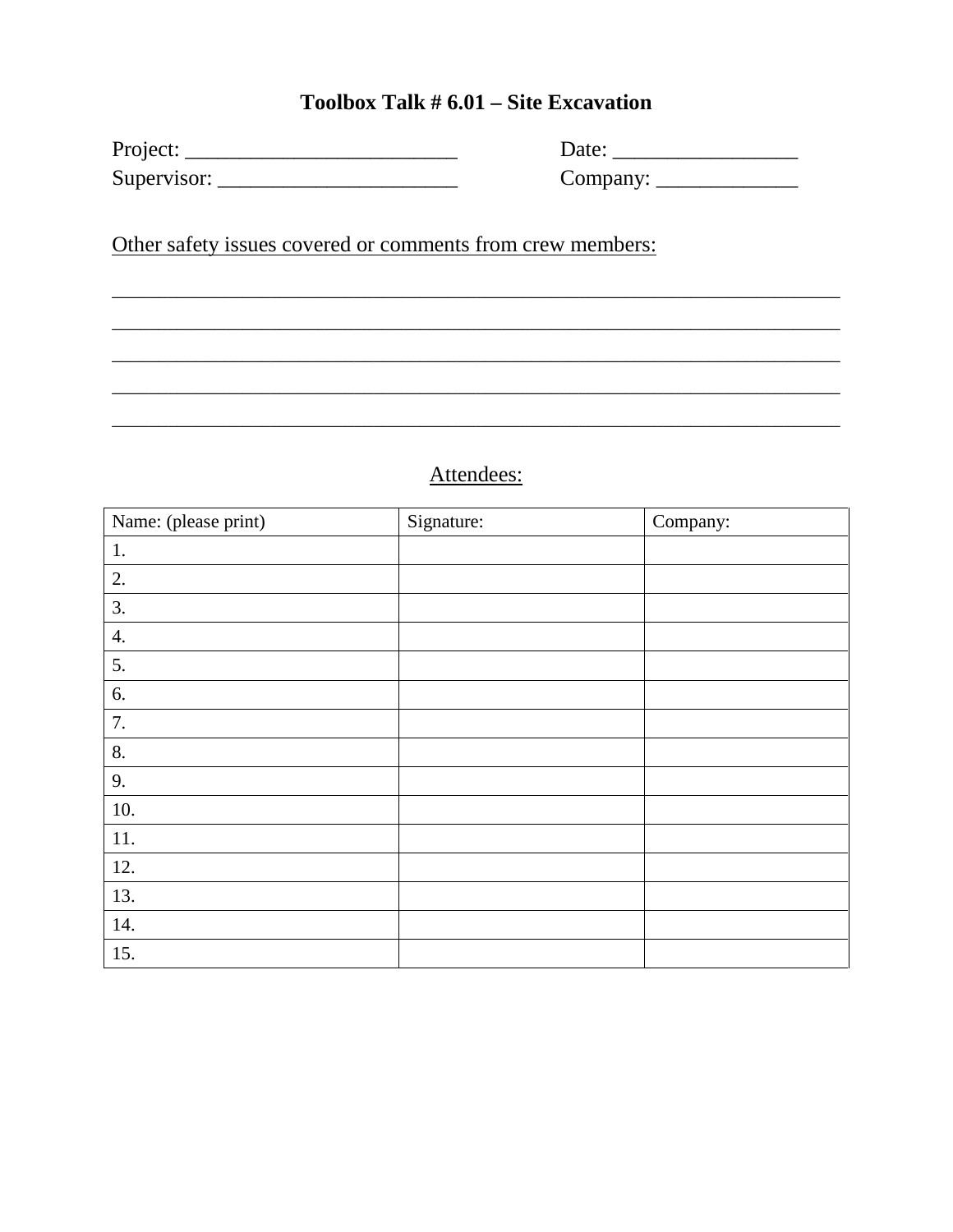# Toolbox Talk # 6.01 – Site Excavation

Project: _________________________ Date: _________________

Supervisor: ______________________ Company: _____________

Other safety issues covered or comments from crew members:

_________________________________________________________________________

_________________________________________________________________________

_________________________________________________________________________

_________________________________________________________________________

_________________________________________________________________________

Attendees:

| Name: (please print) | Signature: | Company: |
|---|---|---|
| 1. | | |
| 2. | | |
| 3. | | |
| 4. | | |
| 5. | | |
| 6. | | |
| 7. | | |
| 8. | | |
| 9. | | |
| 10. | | |
| 11. | | |
| 12. | | |
| 13. | | |
| 14. | | |
| 15. | | |